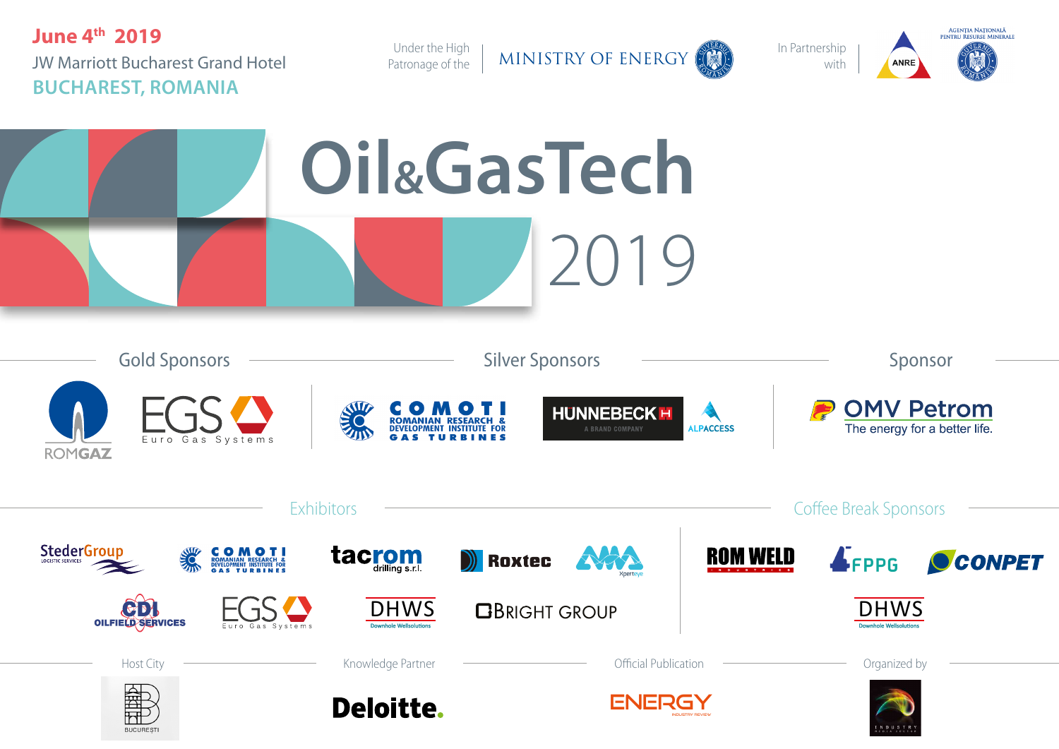June 4th 2019
JW Marriott Bucharest Grand Hotel
BUCHAREST, ROMANIA

Under the High Patronage of the MINISTRY OF ENERGY

In Partnership with ANRE, AGENȚIA NAȚIONALĂ PENTRU RESURSE MINERALE

# Oil&GasTech 2019

## Gold Sponsors

ROMGAZ

EGS Euro Gas Systems

## Silver Sponsors

COMOTI Romanian Research & Development Institute for Gas Turbines

HÜNNEBECK A BRAND COMPANY

ALPACCESS

## Sponsor

OMV Petrom The energy for a better life.

## Exhibitors

StederGroup Logistic Services

COMOTI Romanian Research & Development Institute for Gas Turbines

tacrom drilling s.r.l.

Roxtec

AMA Xperteye

CDI Oilfield Services

EGS Euro Gas Systems

DHWS Downhole Wellsolutions

BRIGHT GROUP

## Coffee Break Sponsors

ROM WELD Industries

FPPG

CONPET

DHWS Downhole Wellsolutions

## Host City

BUCUREȘTI

## Knowledge Partner

Deloitte.

## Official Publication

ENERGY Industry Review

## Organized by

Industry Media Center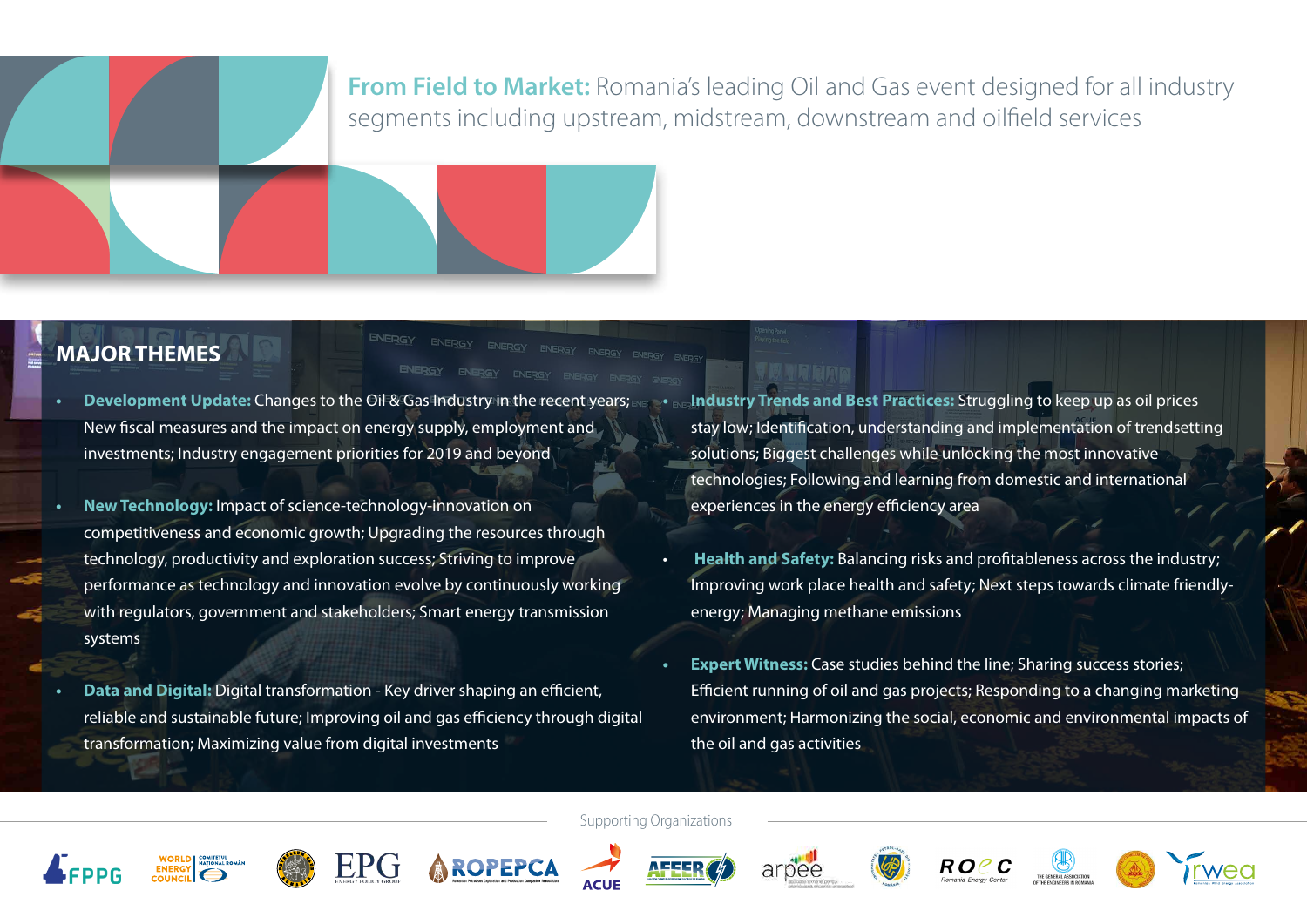**From Field to Market:** Romania's leading Oil and Gas event designed for all industry segments including upstream, midstream, downstream and oilfield services

## MAJOR THEMES

- **Development Update:** Changes to the Oil & Gas Industry in the recent years; New fiscal measures and the impact on energy supply, employment and investments; Industry engagement priorities for 2019 and beyond
- **New Technology:** Impact of science-technology-innovation on competitiveness and economic growth; Upgrading the resources through technology, productivity and exploration success; Striving to improve performance as technology and innovation evolve by continuously working with regulators, government and stakeholders; Smart energy transmission systems
- **Data and Digital:** Digital transformation - Key driver shaping an efficient, reliable and sustainable future; Improving oil and gas efficiency through digital transformation; Maximizing value from digital investments
- **Industry Trends and Best Practices:** Struggling to keep up as oil prices stay low; Identification, understanding and implementation of trendsetting solutions; Biggest challenges while unlocking the most innovative technologies; Following and learning from domestic and international experiences in the energy efficiency area
- **Health and Safety:** Balancing risks and profitableness across the industry; Improving work place health and safety; Next steps towards climate friendly-energy; Managing methane emissions
- **Expert Witness:** Case studies behind the line; Sharing success stories; Efficient running of oil and gas projects; Responding to a changing marketing environment; Harmonizing the social, economic and environmental impacts of the oil and gas activities

Supporting Organizations

FPPG · World Energy Council – Comitetul Național Român · EPG Energy Policy Group · ROPEPCA · ACUE · AFEER · arpee · ROEC Romania Energy Center · The General Association of the Engineers in Romania · RWEA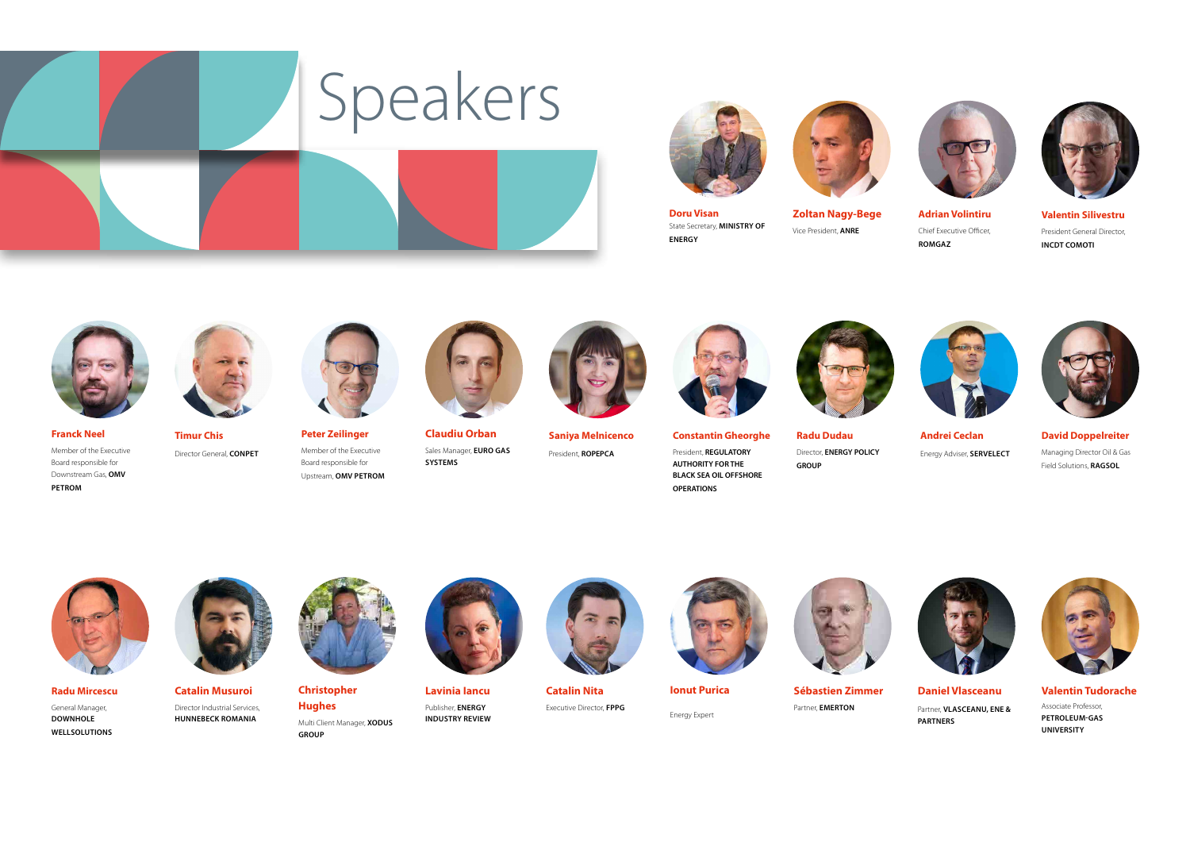# Speakers

**Doru Visan**
State Secretary, **MINISTRY OF ENERGY**

**Zoltan Nagy-Bege**
Vice President, **ANRE**

**Adrian Volintiru**
Chief Executive Officer, **ROMGAZ**

**Valentin Silivestru**
President General Director, **INCDT COMOTI**

**Franck Neel**
Member of the Executive Board responsible for Downstream Gas, **OMV PETROM**

**Timur Chis**
Director General, **CONPET**

**Peter Zeilinger**
Member of the Executive Board responsible for Upstream, **OMV PETROM**

**Claudiu Orban**
Sales Manager, **EURO GAS SYSTEMS**

**Saniya Melnicenco**
President, **ROPEPCA**

**Constantin Gheorghe**
President, **REGULATORY AUTHORITY FOR THE BLACK SEA OIL OFFSHORE OPERATIONS**

**Radu Dudau**
Director, **ENERGY POLICY GROUP**

**Andrei Ceclan**
Energy Adviser, **SERVELECT**

**David Doppelreiter**
Managing Director Oil & Gas Field Solutions, **RAGSOL**

**Radu Mircescu**
General Manager, **DOWNHOLE WELLSOLUTIONS**

**Catalin Musuroi**
Director Industrial Services, **HUNNEBECK ROMANIA**

**Christopher Hughes**
Multi Client Manager, **XODUS GROUP**

**Lavinia Iancu**
Publisher, **ENERGY INDUSTRY REVIEW**

**Catalin Nita**
Executive Director, **FPPG**

**Ionut Purica**
Energy Expert

**Sébastien Zimmer**
Partner, **EMERTON**

**Daniel Vlasceanu**
Partner, **VLASCEANU, ENE & PARTNERS**

**Valentin Tudorache**
Associate Professor, **PETROLEUM-GAS UNIVERSITY**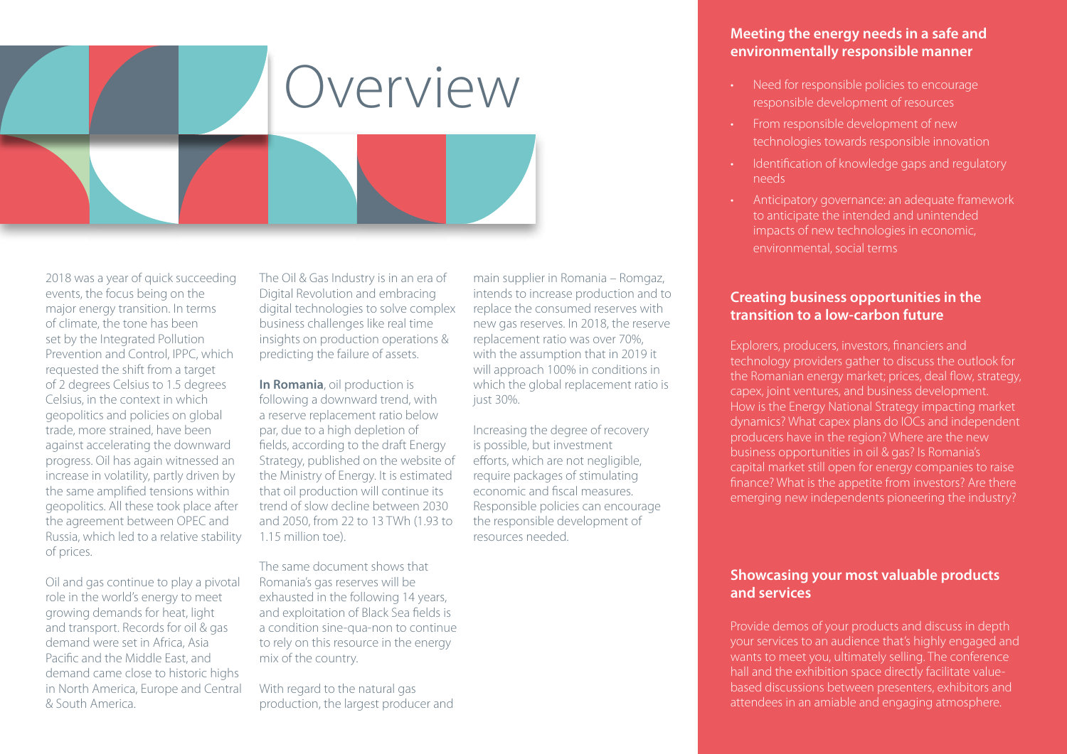# Overview

2018 was a year of quick succeeding events, the focus being on the major energy transition. In terms of climate, the tone has been set by the Integrated Pollution Prevention and Control, IPPC, which requested the shift from a target of 2 degrees Celsius to 1.5 degrees Celsius, in the context in which geopolitics and policies on global trade, more strained, have been against accelerating the downward progress. Oil has again witnessed an increase in volatility, partly driven by the same amplified tensions within geopolitics. All these took place after the agreement between OPEC and Russia, which led to a relative stability of prices.

Oil and gas continue to play a pivotal role in the world's energy to meet growing demands for heat, light and transport. Records for oil & gas demand were set in Africa, Asia Pacific and the Middle East, and demand came close to historic highs in North America, Europe and Central & South America.

The Oil & Gas Industry is in an era of Digital Revolution and embracing digital technologies to solve complex business challenges like real time insights on production operations & predicting the failure of assets.

**In Romania**, oil production is following a downward trend, with a reserve replacement ratio below par, due to a high depletion of fields, according to the draft Energy Strategy, published on the website of the Ministry of Energy. It is estimated that oil production will continue its trend of slow decline between 2030 and 2050, from 22 to 13 TWh (1.93 to 1.15 million toe).

The same document shows that Romania's gas reserves will be exhausted in the following 14 years, and exploitation of Black Sea fields is a condition sine-qua-non to continue to rely on this resource in the energy mix of the country.

With regard to the natural gas production, the largest producer and main supplier in Romania – Romgaz, intends to increase production and to replace the consumed reserves with new gas reserves. In 2018, the reserve replacement ratio was over 70%, with the assumption that in 2019 it will approach 100% in conditions in which the global replacement ratio is just 30%.

Increasing the degree of recovery is possible, but investment efforts, which are not negligible, require packages of stimulating economic and fiscal measures. Responsible policies can encourage the responsible development of resources needed.

## Meeting the energy needs in a safe and environmentally responsible manner

- Need for responsible policies to encourage responsible development of resources
- From responsible development of new technologies towards responsible innovation
- Identification of knowledge gaps and regulatory needs
- Anticipatory governance: an adequate framework to anticipate the intended and unintended impacts of new technologies in economic, environmental, social terms

## Creating business opportunities in the transition to a low-carbon future

Explorers, producers, investors, financiers and technology providers gather to discuss the outlook for the Romanian energy market; prices, deal flow, strategy, capex, joint ventures, and business development. How is the Energy National Strategy impacting market dynamics? What capex plans do IOCs and independent producers have in the region? Where are the new business opportunities in oil & gas? Is Romania's capital market still open for energy companies to raise finance? What is the appetite from investors? Are there emerging new independents pioneering the industry?

## Showcasing your most valuable products and services

Provide demos of your products and discuss in depth your services to an audience that's highly engaged and wants to meet you, ultimately selling. The conference hall and the exhibition space directly facilitate value-based discussions between presenters, exhibitors and attendees in an amiable and engaging atmosphere.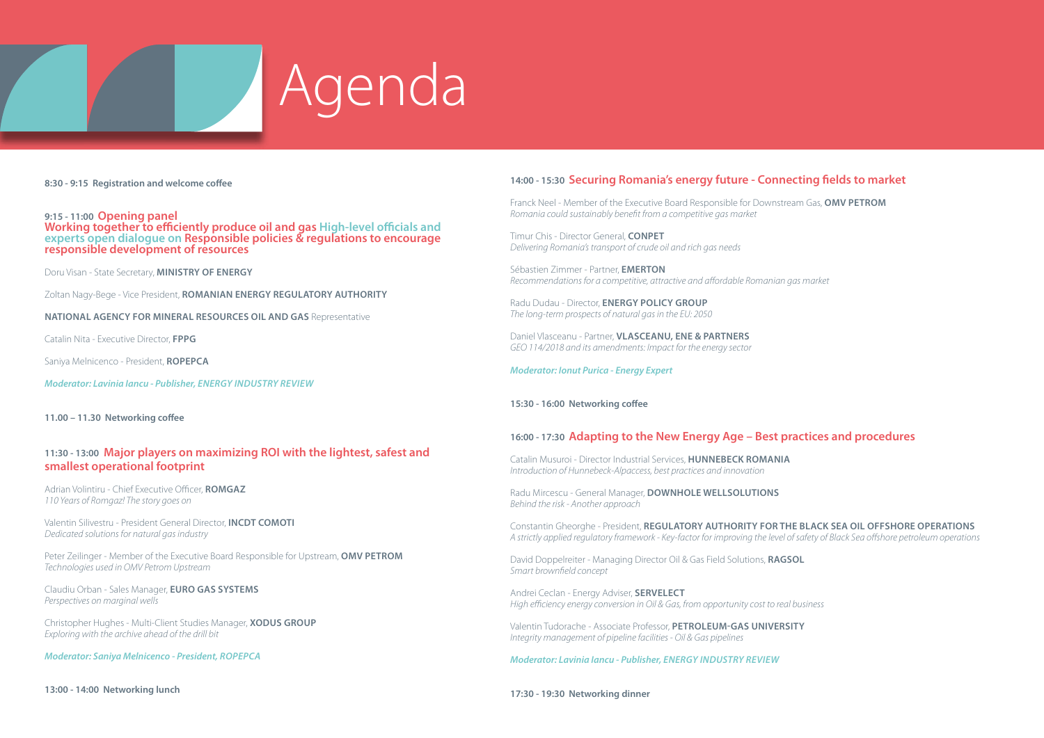# Agenda

**8:30 - 9:15 Registration and welcome coffee**

## 9:15 - 11:00 Opening panel

**Working together to efficiently produce oil and gas High-level officials and experts open dialogue on Responsible policies & regulations to encourage responsible development of resources**

Doru Visan - State Secretary, **MINISTRY OF ENERGY**

Zoltan Nagy-Bege - Vice President, **ROMANIAN ENERGY REGULATORY AUTHORITY**

**NATIONAL AGENCY FOR MINERAL RESOURCES OIL AND GAS** Representative

Catalin Nita - Executive Director, **FPPG**

Saniya Melnicenco - President, **ROPEPCA**

***Moderator: Lavinia Iancu - Publisher, ENERGY INDUSTRY REVIEW***

**11.00 – 11.30 Networking coffee**

## 11:30 - 13:00 Major players on maximizing ROI with the lightest, safest and smallest operational footprint

Adrian Volintiru - Chief Executive Officer, **ROMGAZ**
*110 Years of Romgaz! The story goes on*

Valentin Silivestru - President General Director, **INCDT COMOTI**
*Dedicated solutions for natural gas industry*

Peter Zeilinger - Member of the Executive Board Responsible for Upstream, **OMV PETROM**
*Technologies used in OMV Petrom Upstream*

Claudiu Orban - Sales Manager, **EURO GAS SYSTEMS**
*Perspectives on marginal wells*

Christopher Hughes - Multi-Client Studies Manager, **XODUS GROUP**
*Exploring with the archive ahead of the drill bit*

***Moderator: Saniya Melnicenco - President, ROPEPCA***

**13:00 - 14:00 Networking lunch**

## 14:00 - 15:30 Securing Romania's energy future - Connecting fields to market

Franck Neel - Member of the Executive Board Responsible for Downstream Gas, **OMV PETROM**
*Romania could sustainably benefit from a competitive gas market*

Timur Chis - Director General, **CONPET**
*Delivering Romania's transport of crude oil and rich gas needs*

Sébastien Zimmer - Partner, **EMERTON**
*Recommendations for a competitive, attractive and affordable Romanian gas market*

Radu Dudau - Director, **ENERGY POLICY GROUP**
*The long-term prospects of natural gas in the EU: 2050*

Daniel Vlasceanu - Partner, **VLASCEANU, ENE & PARTNERS**
*GEO 114/2018 and its amendments: Impact for the energy sector*

***Moderator: Ionut Purica - Energy Expert***

**15:30 - 16:00 Networking coffee**

## 16:00 - 17:30 Adapting to the New Energy Age – Best practices and procedures

Catalin Musuroi - Director Industrial Services, **HUNNEBECK ROMANIA**
*Introduction of Hunnebeck-Alpaccess, best practices and innovation*

Radu Mircescu - General Manager, **DOWNHOLE WELLSOLUTIONS**
*Behind the risk - Another approach*

Constantin Gheorghe - President, **REGULATORY AUTHORITY FOR THE BLACK SEA OIL OFFSHORE OPERATIONS**
*A strictly applied regulatory framework - Key-factor for improving the level of safety of Black Sea offshore petroleum operations*

David Doppelreiter - Managing Director Oil & Gas Field Solutions, **RAGSOL**
*Smart brownfield concept*

Andrei Ceclan - Energy Adviser, **SERVELECT**
*High efficiency energy conversion in Oil & Gas, from opportunity cost to real business*

Valentin Tudorache - Associate Professor, **PETROLEUM-GAS UNIVERSITY**
*Integrity management of pipeline facilities - Oil & Gas pipelines*

***Moderator: Lavinia Iancu - Publisher, ENERGY INDUSTRY REVIEW***

**17:30 - 19:30 Networking dinner**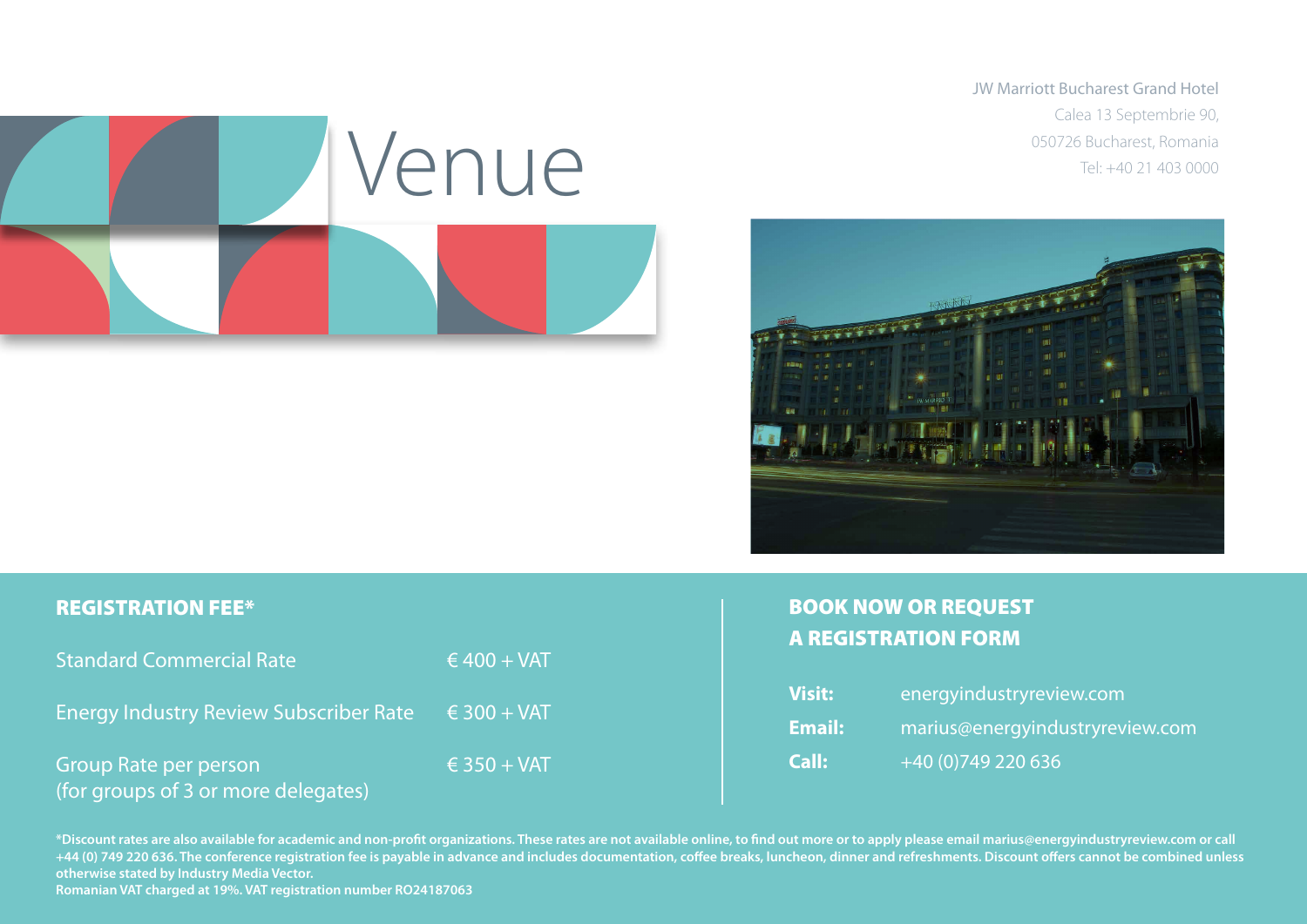# Venue

JW Marriott Bucharest Grand Hotel
Calea 13 Septembrie 90,
050726 Bucharest, Romania
Tel: +40 21 403 0000

## REGISTRATION FEE*

| | |
|---|---|
| Standard Commercial Rate | € 400 + VAT |
| Energy Industry Review Subscriber Rate | € 300 + VAT |
| Group Rate per person (for groups of 3 or more delegates) | € 350 + VAT |

## BOOK NOW OR REQUEST A REGISTRATION FORM

**Visit:** energyindustryreview.com

**Email:** marius@energyindustryreview.com

**Call:** +40 (0)749 220 636

**\*Discount rates are also available for academic and non-profit organizations. These rates are not available online, to find out more or to apply please email marius@energyindustryreview.com or call +44 (0) 749 220 636. The conference registration fee is payable in advance and includes documentation, coffee breaks, luncheon, dinner and refreshments. Discount offers cannot be combined unless otherwise stated by Industry Media Vector.**
**Romanian VAT charged at 19%. VAT registration number RO24187063**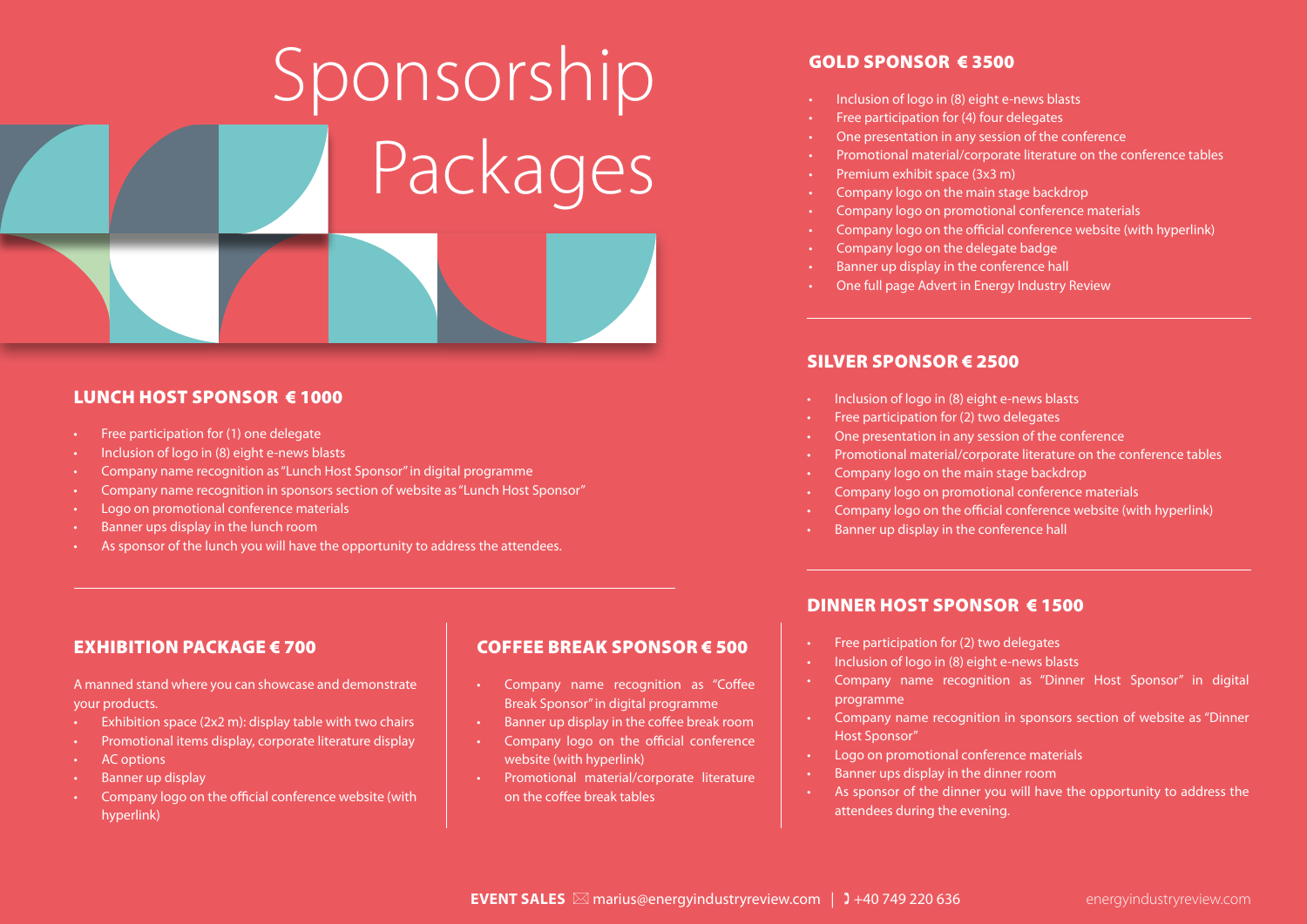# Sponsorship Packages

## GOLD SPONSOR € 3500

- Inclusion of logo in (8) eight e-news blasts
- Free participation for (4) four delegates
- One presentation in any session of the conference
- Promotional material/corporate literature on the conference tables
- Premium exhibit space (3x3 m)
- Company logo on the main stage backdrop
- Company logo on promotional conference materials
- Company logo on the official conference website (with hyperlink)
- Company logo on the delegate badge
- Banner up display in the conference hall
- One full page Advert in Energy Industry Review

## SILVER SPONSOR € 2500

- Inclusion of logo in (8) eight e-news blasts
- Free participation for (2) two delegates
- One presentation in any session of the conference
- Promotional material/corporate literature on the conference tables
- Company logo on the main stage backdrop
- Company logo on promotional conference materials
- Company logo on the official conference website (with hyperlink)
- Banner up display in the conference hall

## LUNCH HOST SPONSOR € 1000

- Free participation for (1) one delegate
- Inclusion of logo in (8) eight e-news blasts
- Company name recognition as "Lunch Host Sponsor" in digital programme
- Company name recognition in sponsors section of website as "Lunch Host Sponsor"
- Logo on promotional conference materials
- Banner ups display in the lunch room
- As sponsor of the lunch you will have the opportunity to address the attendees.

## DINNER HOST SPONSOR € 1500

- Free participation for (2) two delegates
- Inclusion of logo in (8) eight e-news blasts
- Company name recognition as "Dinner Host Sponsor" in digital programme
- Company name recognition in sponsors section of website as "Dinner Host Sponsor"
- Logo on promotional conference materials
- Banner ups display in the dinner room
- As sponsor of the dinner you will have the opportunity to address the attendees during the evening.

## EXHIBITION PACKAGE € 700

A manned stand where you can showcase and demonstrate your products.

- Exhibition space (2x2 m): display table with two chairs
- Promotional items display, corporate literature display
- AC options
- Banner up display
- Company logo on the official conference website (with hyperlink)

## COFFEE BREAK SPONSOR € 500

- Company name recognition as "Coffee Break Sponsor" in digital programme
- Banner up display in the coffee break room
- Company logo on the official conference website (with hyperlink)
- Promotional material/corporate literature on the coffee break tables

**EVENT SALES** marius@energyindustryreview.com | +40 749 220 636

energyindustryreview.com